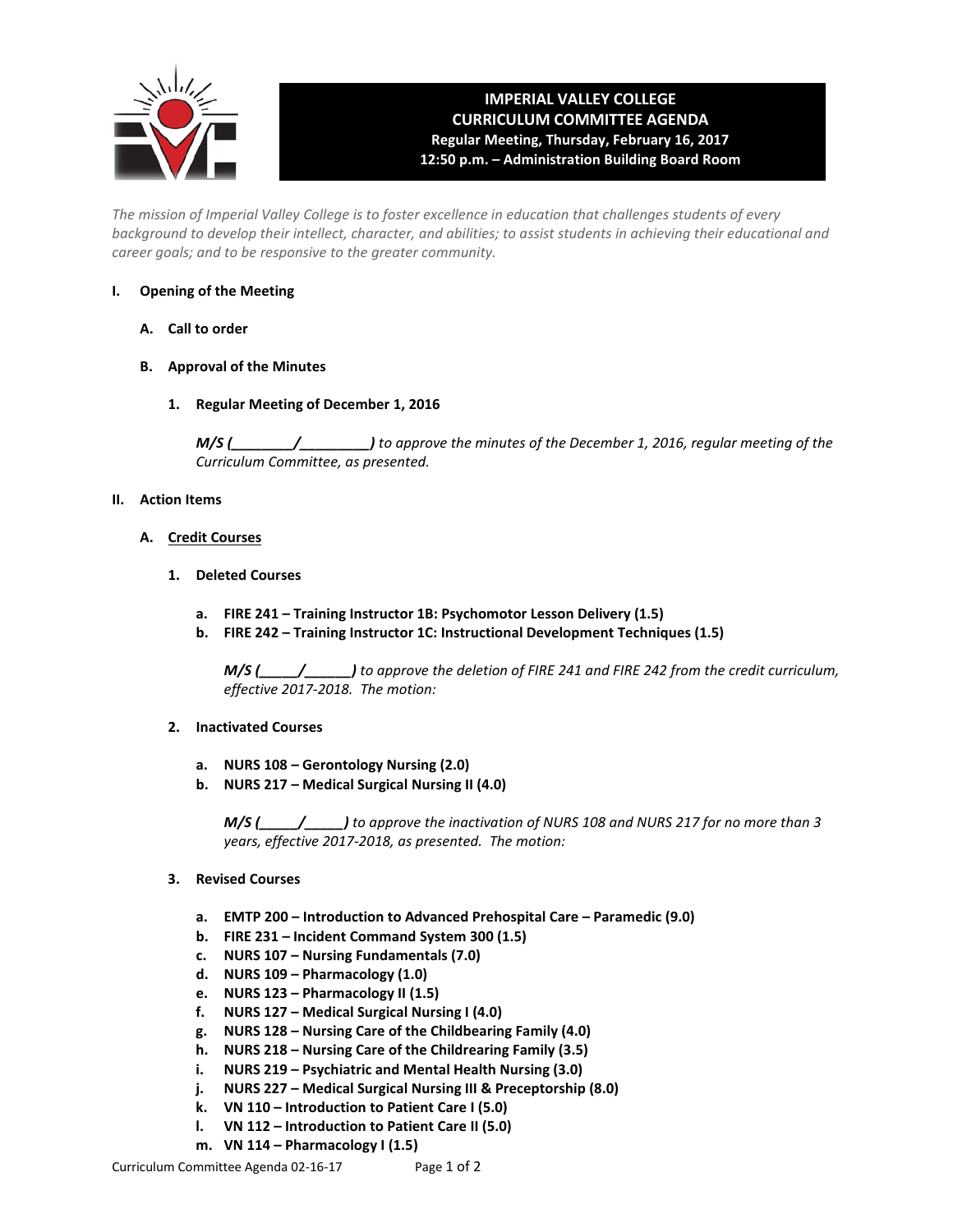# IMPERIAL VALLEY COLLEGE
## CURRICULUM COMMITTEE AGENDA
**Regular Meeting, Thursday, February 16, 2017**
**12:50 p.m. – Administration Building Board Room**

*The mission of Imperial Valley College is to foster excellence in education that challenges students of every background to develop their intellect, character, and abilities; to assist students in achieving their educational and career goals; and to be responsive to the greater community.*

**I. Opening of the Meeting**

**A. Call to order**

**B. Approval of the Minutes**

**1. Regular Meeting of December 1, 2016**

***M/S (________/________)*** *to approve the minutes of the December 1, 2016, regular meeting of the Curriculum Committee, as presented.*

**II. Action Items**

**A. Credit Courses**

**1. Deleted Courses**

- **a. FIRE 241 – Training Instructor 1B: Psychomotor Lesson Delivery (1.5)**
- **b. FIRE 242 – Training Instructor 1C: Instructional Development Techniques (1.5)**

***M/S (_____/______)*** *to approve the deletion of FIRE 241 and FIRE 242 from the credit curriculum, effective 2017-2018. The motion:*

**2. Inactivated Courses**

- **a. NURS 108 – Gerontology Nursing (2.0)**
- **b. NURS 217 – Medical Surgical Nursing II (4.0)**

***M/S (_____/_____)*** *to approve the inactivation of NURS 108 and NURS 217 for no more than 3 years, effective 2017-2018, as presented. The motion:*

**3. Revised Courses**

- **a. EMTP 200 – Introduction to Advanced Prehospital Care – Paramedic (9.0)**
- **b. FIRE 231 – Incident Command System 300 (1.5)**
- **c. NURS 107 – Nursing Fundamentals (7.0)**
- **d. NURS 109 – Pharmacology (1.0)**
- **e. NURS 123 – Pharmacology II (1.5)**
- **f. NURS 127 – Medical Surgical Nursing I (4.0)**
- **g. NURS 128 – Nursing Care of the Childbearing Family (4.0)**
- **h. NURS 218 – Nursing Care of the Childrearing Family (3.5)**
- **i. NURS 219 – Psychiatric and Mental Health Nursing (3.0)**
- **j. NURS 227 – Medical Surgical Nursing III & Preceptorship (8.0)**
- **k. VN 110 – Introduction to Patient Care I (5.0)**
- **l. VN 112 – Introduction to Patient Care II (5.0)**
- **m. VN 114 – Pharmacology I (1.5)**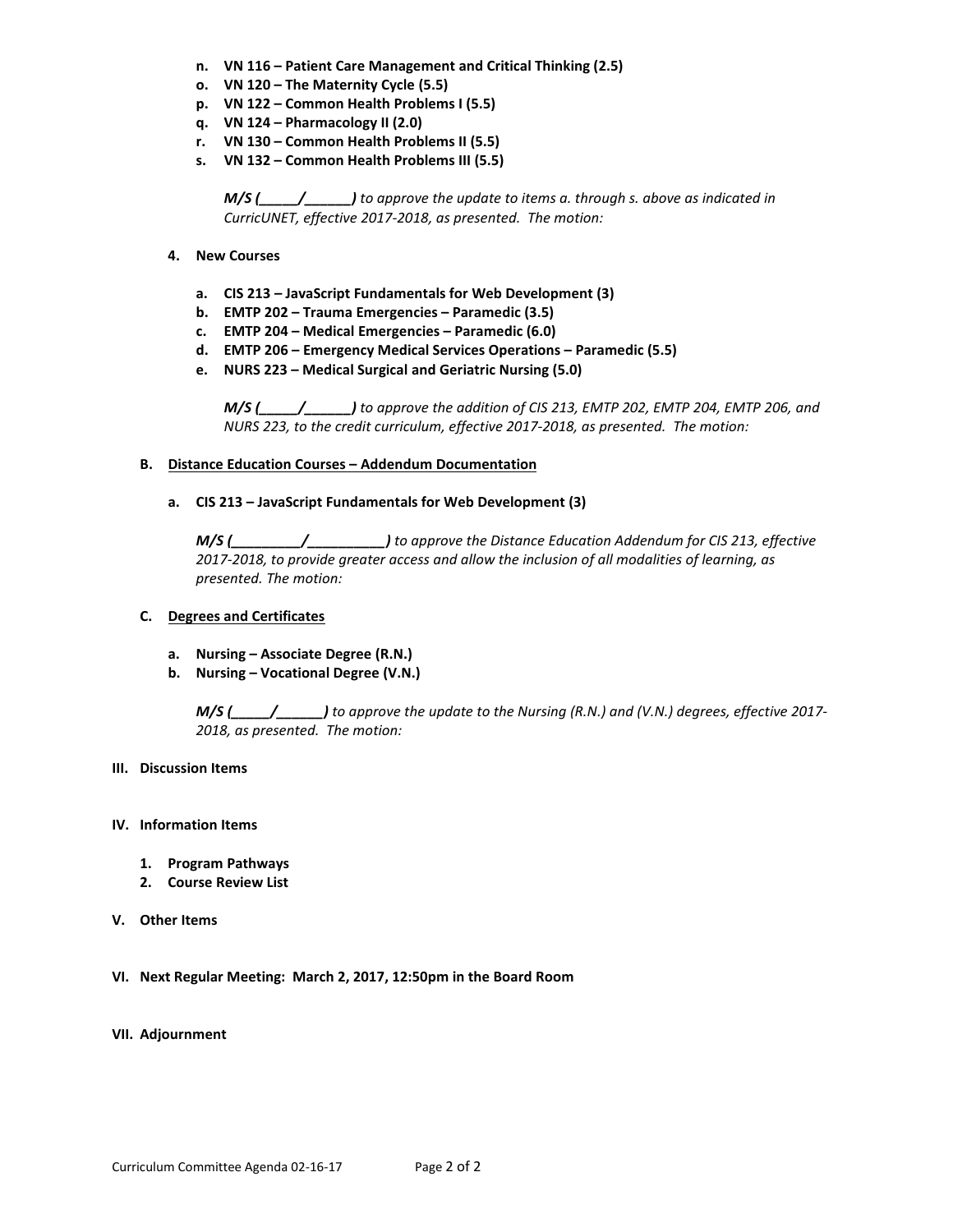n. **VN 116 – Patient Care Management and Critical Thinking (2.5)**
o. **VN 120 – The Maternity Cycle (5.5)**
p. **VN 122 – Common Health Problems I (5.5)**
q. **VN 124 – Pharmacology II (2.0)**
r. **VN 130 – Common Health Problems II (5.5)**
s. **VN 132 – Common Health Problems III (5.5)**

***M/S (_____/______)*** *to approve the update to items a. through s. above as indicated in CurricUNET, effective 2017-2018, as presented. The motion:*

4. **New Courses**

a. **CIS 213 – JavaScript Fundamentals for Web Development (3)**
b. **EMTP 202 – Trauma Emergencies – Paramedic (3.5)**
c. **EMTP 204 – Medical Emergencies – Paramedic (6.0)**
d. **EMTP 206 – Emergency Medical Services Operations – Paramedic (5.5)**
e. **NURS 223 – Medical Surgical and Geriatric Nursing (5.0)**

***M/S (_____/______)*** *to approve the addition of CIS 213, EMTP 202, EMTP 204, EMTP 206, and NURS 223, to the credit curriculum, effective 2017-2018, as presented. The motion:*

### B. Distance Education Courses – Addendum Documentation

a. **CIS 213 – JavaScript Fundamentals for Web Development (3)**

***M/S (_________/__________)*** *to approve the Distance Education Addendum for CIS 213, effective 2017-2018, to provide greater access and allow the inclusion of all modalities of learning, as presented. The motion:*

### C. Degrees and Certificates

a. **Nursing – Associate Degree (R.N.)**
b. **Nursing – Vocational Degree (V.N.)**

***M/S (_____/______)*** *to approve the update to the Nursing (R.N.) and (V.N.) degrees, effective 2017-2018, as presented. The motion:*

## III. Discussion Items

## IV. Information Items

1. **Program Pathways**
2. **Course Review List**

## V. Other Items

## VI. Next Regular Meeting: March 2, 2017, 12:50pm in the Board Room

## VII. Adjournment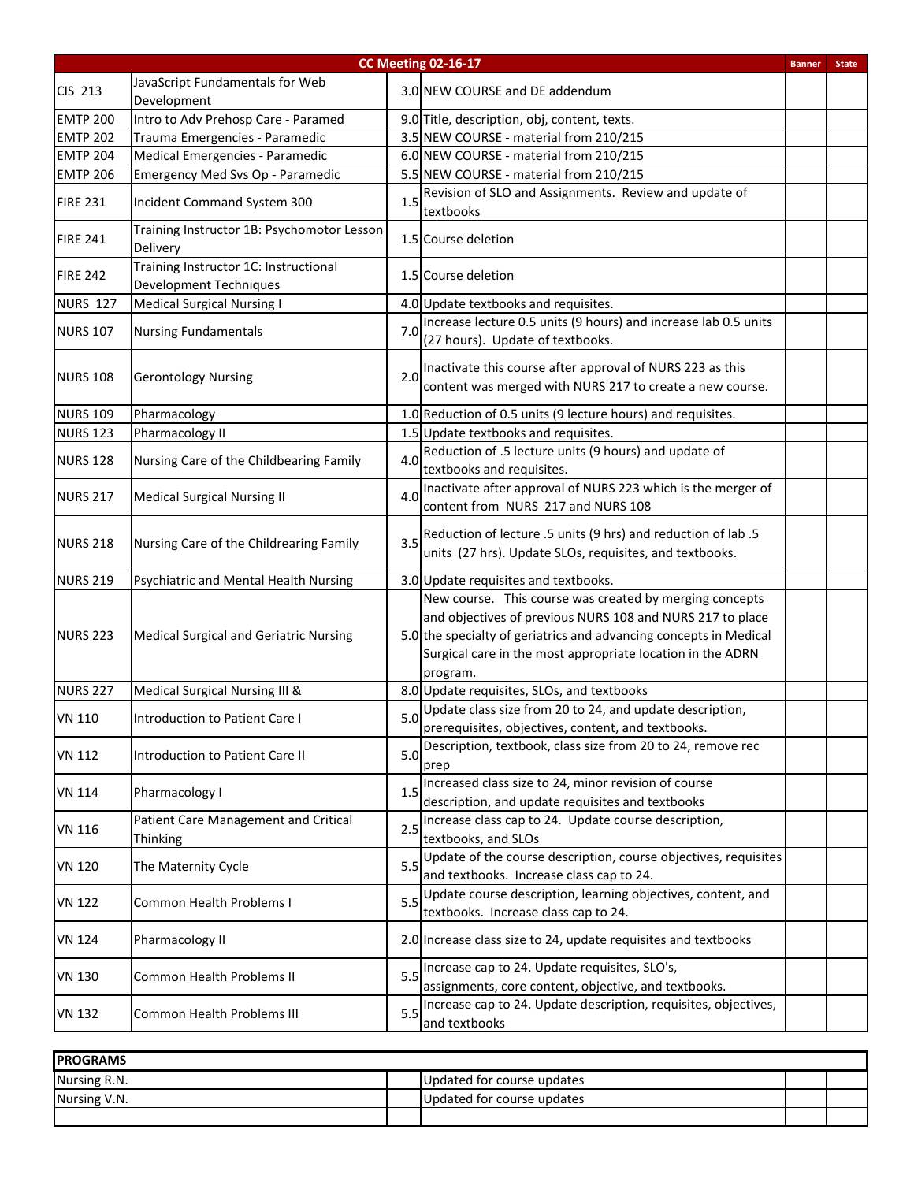| CC Meeting 02-16-17 | | | | Banner | State |
|---|---|---|---|---|---|
| CIS 213 | JavaScript Fundamentals for Web Development | 3.0 | NEW COURSE and DE addendum | | |
| EMTP 200 | Intro to Adv Prehosp Care - Paramed | 9.0 | Title, description, obj, content, texts. | | |
| EMTP 202 | Trauma Emergencies - Paramedic | 3.5 | NEW COURSE - material from 210/215 | | |
| EMTP 204 | Medical Emergencies - Paramedic | 6.0 | NEW COURSE - material from 210/215 | | |
| EMTP 206 | Emergency Med Svs Op - Paramedic | 5.5 | NEW COURSE - material from 210/215 | | |
| FIRE 231 | Incident Command System 300 | 1.5 | Revision of SLO and Assignments. Review and update of textbooks | | |
| FIRE 241 | Training Instructor 1B: Psychomotor Lesson Delivery | 1.5 | Course deletion | | |
| FIRE 242 | Training Instructor 1C: Instructional Development Techniques | 1.5 | Course deletion | | |
| NURS 127 | Medical Surgical Nursing I | 4.0 | Update textbooks and requisites. | | |
| NURS 107 | Nursing Fundamentals | 7.0 | Increase lecture 0.5 units (9 hours) and increase lab 0.5 units (27 hours). Update of textbooks. | | |
| NURS 108 | Gerontology Nursing | 2.0 | Inactivate this course after approval of NURS 223 as this content was merged with NURS 217 to create a new course. | | |
| NURS 109 | Pharmacology | 1.0 | Reduction of 0.5 units (9 lecture hours) and requisites. | | |
| NURS 123 | Pharmacology II | 1.5 | Update textbooks and requisites. | | |
| NURS 128 | Nursing Care of the Childbearing Family | 4.0 | Reduction of .5 lecture units (9 hours) and update of textbooks and requisites. | | |
| NURS 217 | Medical Surgical Nursing II | 4.0 | Inactivate after approval of NURS 223 which is the merger of content from NURS 217 and NURS 108 | | |
| NURS 218 | Nursing Care of the Childrearing Family | 3.5 | Reduction of lecture .5 units (9 hrs) and reduction of lab .5 units (27 hrs). Update SLOs, requisites, and textbooks. | | |
| NURS 219 | Psychiatric and Mental Health Nursing | 3.0 | Update requisites and textbooks. | | |
| NURS 223 | Medical Surgical and Geriatric Nursing | 5.0 | New course. This course was created by merging concepts and objectives of previous NURS 108 and NURS 217 to place the specialty of geriatrics and advancing concepts in Medical Surgical care in the most appropriate location in the ADRN program. | | |
| NURS 227 | Medical Surgical Nursing III & | 8.0 | Update requisites, SLOs, and textbooks | | |
| VN 110 | Introduction to Patient Care I | 5.0 | Update class size from 20 to 24, and update description, prerequisites, objectives, content, and textbooks. | | |
| VN 112 | Introduction to Patient Care II | 5.0 | Description, textbook, class size from 20 to 24, remove rec prep | | |
| VN 114 | Pharmacology I | 1.5 | Increased class size to 24, minor revision of course description, and update requisites and textbooks | | |
| VN 116 | Patient Care Management and Critical Thinking | 2.5 | Increase class cap to 24. Update course description, textbooks, and SLOs | | |
| VN 120 | The Maternity Cycle | 5.5 | Update of the course description, course objectives, requisites and textbooks. Increase class cap to 24. | | |
| VN 122 | Common Health Problems I | 5.5 | Update course description, learning objectives, content, and textbooks. Increase class cap to 24. | | |
| VN 124 | Pharmacology II | 2.0 | Increase class size to 24, update requisites and textbooks | | |
| VN 130 | Common Health Problems II | 5.5 | Increase cap to 24. Update requisites, SLO's, assignments, core content, objective, and textbooks. | | |
| VN 132 | Common Health Problems III | 5.5 | Increase cap to 24. Update description, requisites, objectives, and textbooks | | |

| PROGRAMS | | | | |
|---|---|---|---|---|
| Nursing R.N. | | Updated for course updates | | |
| Nursing V.N. | | Updated for course updates | | |
| | | | | |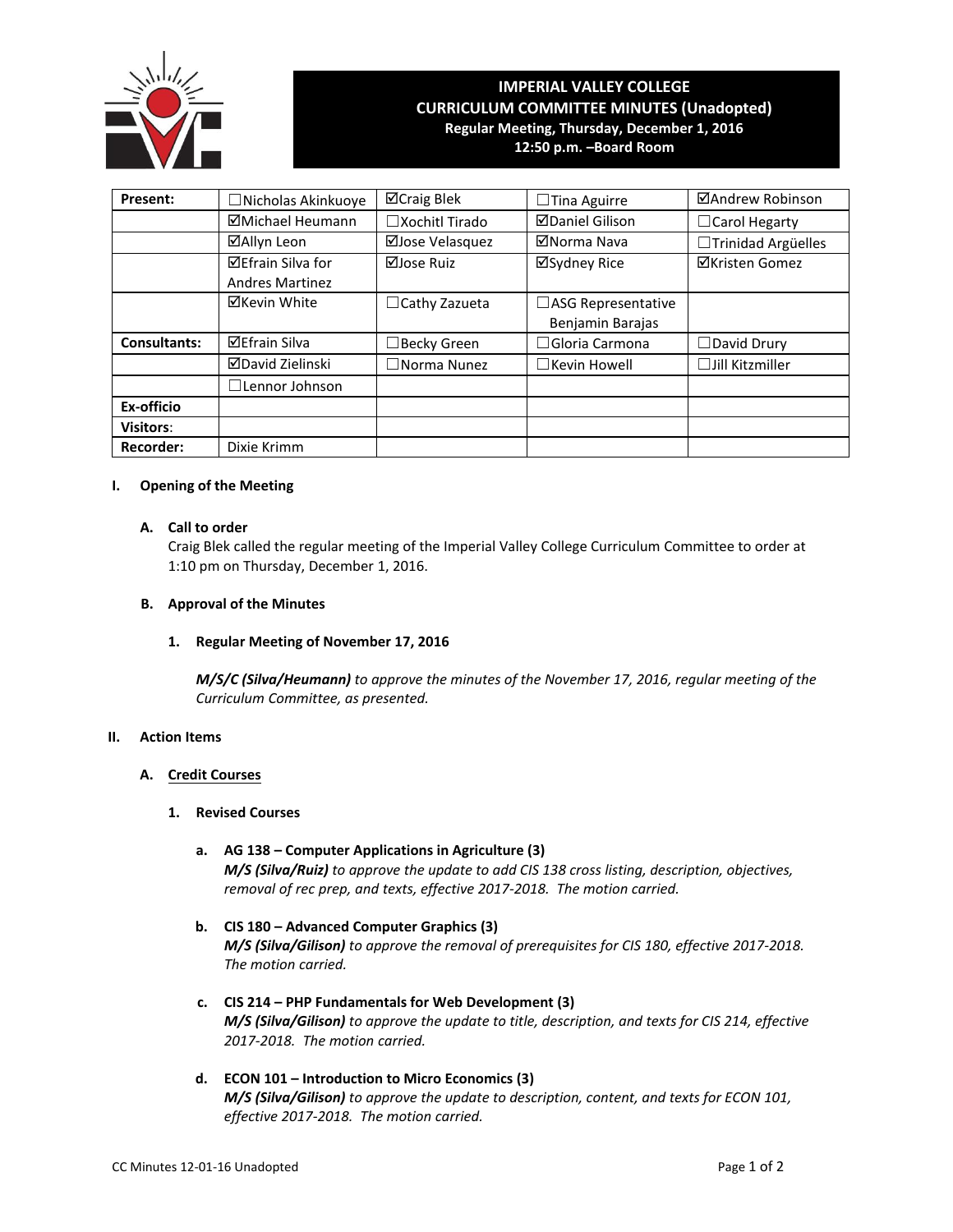# IMPERIAL VALLEY COLLEGE
## CURRICULUM COMMITTEE MINUTES (Unadopted)
**Regular Meeting, Thursday, December 1, 2016**
**12:50 p.m. –Board Room**

| **Present:** | ☐Nicholas Akinkuoye | ☑Craig Blek | ☐Tina Aguirre | ☑Andrew Robinson |
|---|---|---|---|---|
| | ☑Michael Heumann | ☐Xochitl Tirado | ☑Daniel Gilison | ☐Carol Hegarty |
| | ☑Allyn Leon | ☑Jose Velasquez | ☑Norma Nava | ☐Trinidad Argüelles |
| | ☑Efrain Silva for Andres Martinez | ☑Jose Ruiz | ☑Sydney Rice | ☑Kristen Gomez |
| | ☑Kevin White | ☐Cathy Zazueta | ☐ASG Representative Benjamin Barajas | |
| **Consultants:** | ☑Efrain Silva | ☐Becky Green | ☐Gloria Carmona | ☐David Drury |
| | ☑David Zielinski | ☐Norma Nunez | ☐Kevin Howell | ☐Jill Kitzmiller |
| | ☐Lennor Johnson | | | |
| **Ex-officio** | | | | |
| **Visitors**: | | | | |
| **Recorder:** | Dixie Krimm | | | |

**I. Opening of the Meeting**

**A. Call to order**

Craig Blek called the regular meeting of the Imperial Valley College Curriculum Committee to order at 1:10 pm on Thursday, December 1, 2016.

**B. Approval of the Minutes**

**1. Regular Meeting of November 17, 2016**

***M/S/C (Silva/Heumann)*** *to approve the minutes of the November 17, 2016, regular meeting of the Curriculum Committee, as presented.*

**II. Action Items**

**A. Credit Courses**

**1. Revised Courses**

**a. AG 138 – Computer Applications in Agriculture (3)**
***M/S (Silva/Ruiz)*** *to approve the update to add CIS 138 cross listing, description, objectives, removal of rec prep, and texts, effective 2017-2018. The motion carried.*

**b. CIS 180 – Advanced Computer Graphics (3)**
***M/S (Silva/Gilison)*** *to approve the removal of prerequisites for CIS 180, effective 2017-2018. The motion carried.*

**c. CIS 214 – PHP Fundamentals for Web Development (3)**
***M/S (Silva/Gilison)*** *to approve the update to title, description, and texts for CIS 214, effective 2017-2018. The motion carried.*

**d. ECON 101 – Introduction to Micro Economics (3)**
***M/S (Silva/Gilison)*** *to approve the update to description, content, and texts for ECON 101, effective 2017-2018. The motion carried.*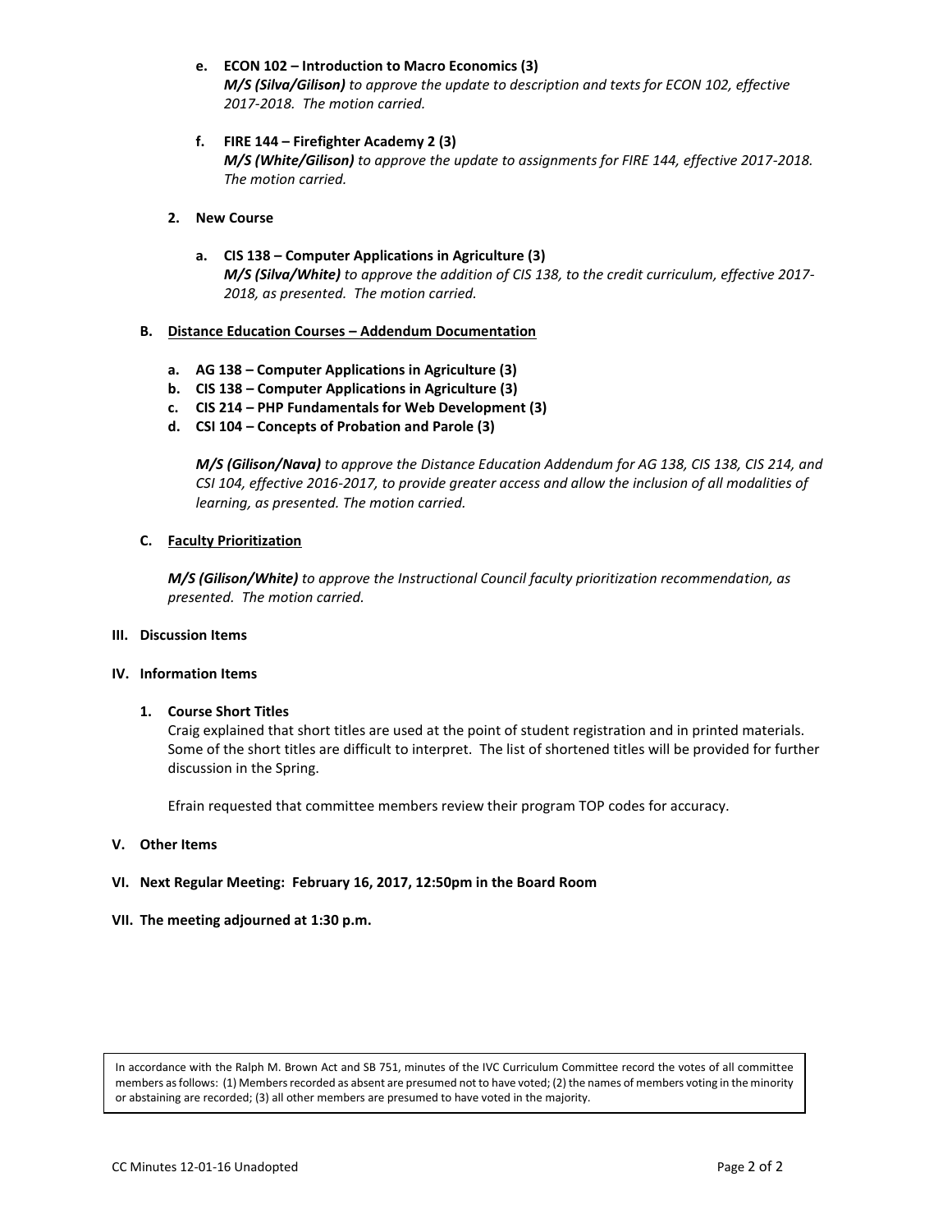e. **ECON 102 – Introduction to Macro Economics (3)**
   ***M/S (Silva/Gilison)*** *to approve the update to description and texts for ECON 102, effective 2017-2018. The motion carried.*

f. **FIRE 144 – Firefighter Academy 2 (3)**
   ***M/S (White/Gilison)*** *to approve the update to assignments for FIRE 144, effective 2017-2018. The motion carried.*

2. **New Course**

   a. **CIS 138 – Computer Applications in Agriculture (3)**
      ***M/S (Silva/White)*** *to approve the addition of CIS 138, to the credit curriculum, effective 2017-2018, as presented. The motion carried.*

**B. Distance Education Courses – Addendum Documentation**

a. **AG 138 – Computer Applications in Agriculture (3)**
b. **CIS 138 – Computer Applications in Agriculture (3)**
c. **CIS 214 – PHP Fundamentals for Web Development (3)**
d. **CSI 104 – Concepts of Probation and Parole (3)**

***M/S (Gilison/Nava)*** *to approve the Distance Education Addendum for AG 138, CIS 138, CIS 214, and CSI 104, effective 2016-2017, to provide greater access and allow the inclusion of all modalities of learning, as presented. The motion carried.*

**C. Faculty Prioritization**

***M/S (Gilison/White)*** *to approve the Instructional Council faculty prioritization recommendation, as presented. The motion carried.*

**III. Discussion Items**

**IV. Information Items**

1. **Course Short Titles**
   Craig explained that short titles are used at the point of student registration and in printed materials. Some of the short titles are difficult to interpret. The list of shortened titles will be provided for further discussion in the Spring.

   Efrain requested that committee members review their program TOP codes for accuracy.

**V. Other Items**

**VI. Next Regular Meeting: February 16, 2017, 12:50pm in the Board Room**

**VII. The meeting adjourned at 1:30 p.m.**

In accordance with the Ralph M. Brown Act and SB 751, minutes of the IVC Curriculum Committee record the votes of all committee members as follows: (1) Members recorded as absent are presumed not to have voted; (2) the names of members voting in the minority or abstaining are recorded; (3) all other members are presumed to have voted in the majority.